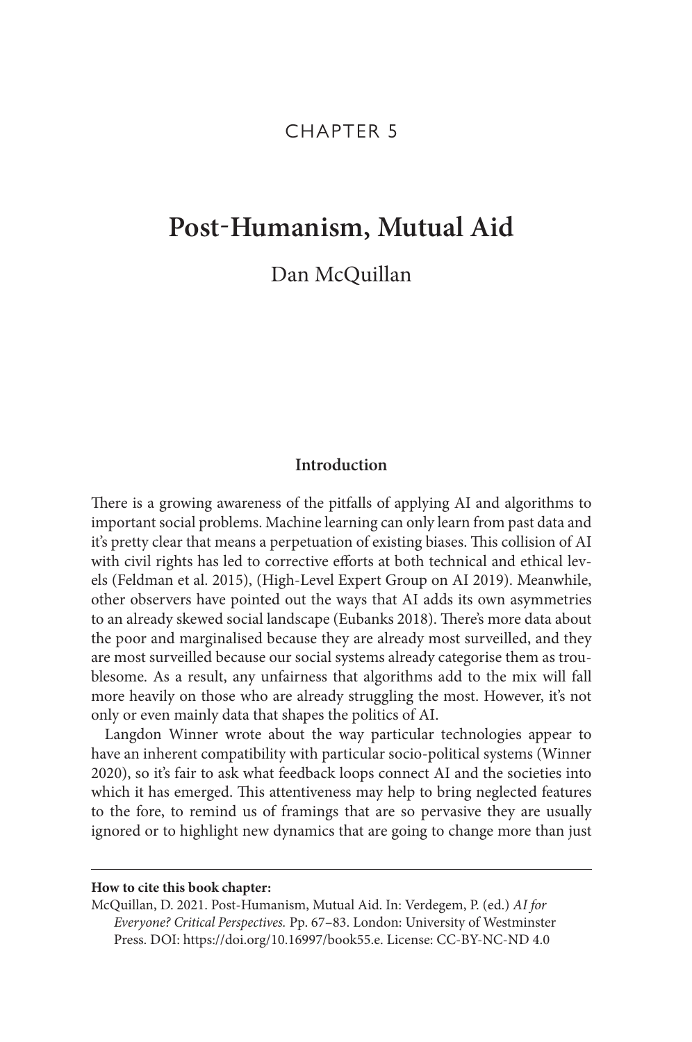CHAPTER 5

# Post-Humanism, Mutual Aid

Dan McQuillan

## Introduction

There is a growing awareness of the pitfalls of applying AI and algorithms to important social problems. Machine learning can only learn from past data and it's pretty clear that means a perpetuation of existing biases. This collision of AI with civil rights has led to corrective efforts at both technical and ethical levels (Feldman et al. 2015), (High-Level Expert Group on AI 2019). Meanwhile, other observers have pointed out the ways that AI adds its own asymmetries to an already skewed social landscape (Eubanks 2018). There's more data about the poor and marginalised because they are already most surveilled, and they are most surveilled because our social systems already categorise them as troublesome. As a result, any unfairness that algorithms add to the mix will fall more heavily on those who are already struggling the most. However, it's not only or even mainly data that shapes the politics of AI.

Langdon Winner wrote about the way particular technologies appear to have an inherent compatibility with particular socio-political systems (Winner 2020), so it's fair to ask what feedback loops connect AI and the societies into which it has emerged. This attentiveness may help to bring neglected features to the fore, to remind us of framings that are so pervasive they are usually ignored or to highlight new dynamics that are going to change more than just

---

**How to cite this book chapter:**
McQuillan, D. 2021. Post-Humanism, Mutual Aid. In: Verdegem, P. (ed.) *AI for Everyone? Critical Perspectives.* Pp. 67–83. London: University of Westminster Press. DOI: https://doi.org/10.16997/book55.e. License: CC-BY-NC-ND 4.0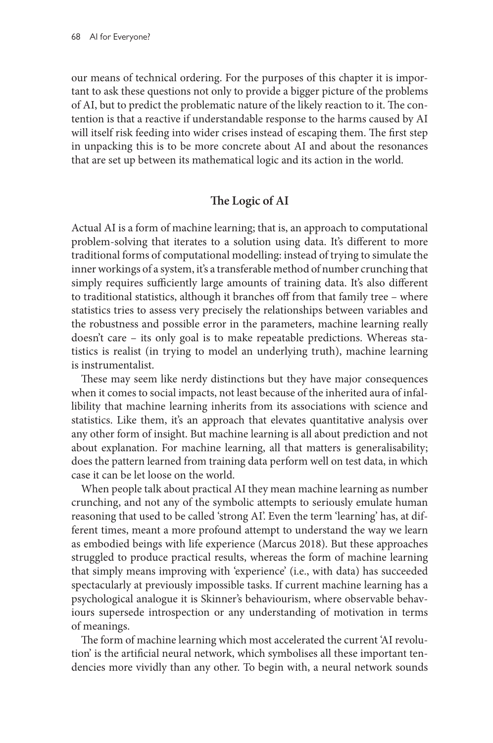our means of technical ordering. For the purposes of this chapter it is important to ask these questions not only to provide a bigger picture of the problems of AI, but to predict the problematic nature of the likely reaction to it. The contention is that a reactive if understandable response to the harms caused by AI will itself risk feeding into wider crises instead of escaping them. The first step in unpacking this is to be more concrete about AI and about the resonances that are set up between its mathematical logic and its action in the world.

## The Logic of AI

Actual AI is a form of machine learning; that is, an approach to computational problem-solving that iterates to a solution using data. It's different to more traditional forms of computational modelling: instead of trying to simulate the inner workings of a system, it's a transferable method of number crunching that simply requires sufficiently large amounts of training data. It's also different to traditional statistics, although it branches off from that family tree – where statistics tries to assess very precisely the relationships between variables and the robustness and possible error in the parameters, machine learning really doesn't care – its only goal is to make repeatable predictions. Whereas statistics is realist (in trying to model an underlying truth), machine learning is instrumentalist.

These may seem like nerdy distinctions but they have major consequences when it comes to social impacts, not least because of the inherited aura of infallibility that machine learning inherits from its associations with science and statistics. Like them, it's an approach that elevates quantitative analysis over any other form of insight. But machine learning is all about prediction and not about explanation. For machine learning, all that matters is generalisability; does the pattern learned from training data perform well on test data, in which case it can be let loose on the world.

When people talk about practical AI they mean machine learning as number crunching, and not any of the symbolic attempts to seriously emulate human reasoning that used to be called 'strong AI'. Even the term 'learning' has, at different times, meant a more profound attempt to understand the way we learn as embodied beings with life experience (Marcus 2018). But these approaches struggled to produce practical results, whereas the form of machine learning that simply means improving with 'experience' (i.e., with data) has succeeded spectacularly at previously impossible tasks. If current machine learning has a psychological analogue it is Skinner's behaviourism, where observable behaviours supersede introspection or any understanding of motivation in terms of meanings.

The form of machine learning which most accelerated the current 'AI revolution' is the artificial neural network, which symbolises all these important tendencies more vividly than any other. To begin with, a neural network sounds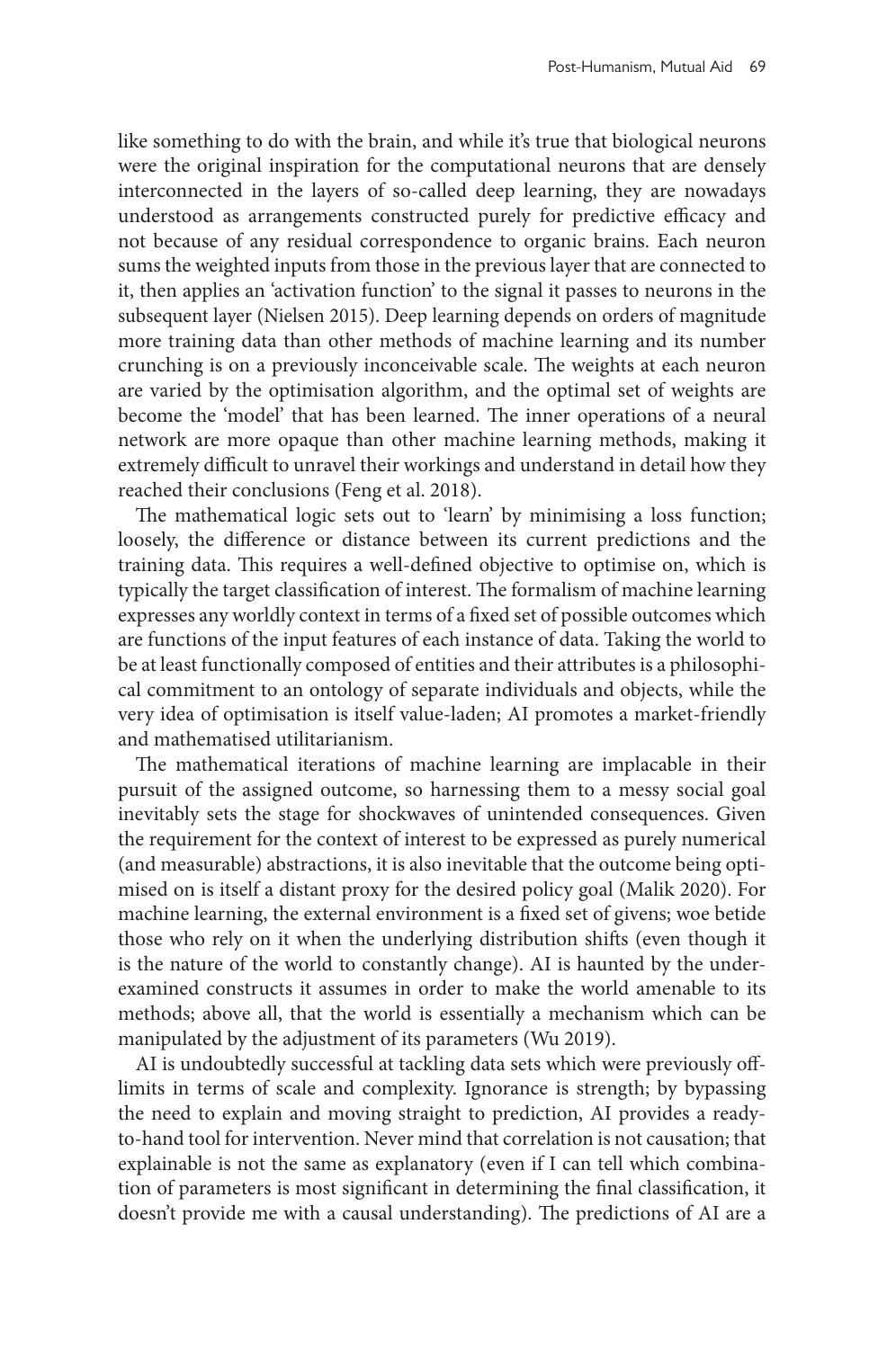like something to do with the brain, and while it's true that biological neurons were the original inspiration for the computational neurons that are densely interconnected in the layers of so-called deep learning, they are nowadays understood as arrangements constructed purely for predictive efficacy and not because of any residual correspondence to organic brains. Each neuron sums the weighted inputs from those in the previous layer that are connected to it, then applies an 'activation function' to the signal it passes to neurons in the subsequent layer (Nielsen 2015). Deep learning depends on orders of magnitude more training data than other methods of machine learning and its number crunching is on a previously inconceivable scale. The weights at each neuron are varied by the optimisation algorithm, and the optimal set of weights are become the 'model' that has been learned. The inner operations of a neural network are more opaque than other machine learning methods, making it extremely difficult to unravel their workings and understand in detail how they reached their conclusions (Feng et al. 2018).

The mathematical logic sets out to 'learn' by minimising a loss function; loosely, the difference or distance between its current predictions and the training data. This requires a well-defined objective to optimise on, which is typically the target classification of interest. The formalism of machine learning expresses any worldly context in terms of a fixed set of possible outcomes which are functions of the input features of each instance of data. Taking the world to be at least functionally composed of entities and their attributes is a philosophical commitment to an ontology of separate individuals and objects, while the very idea of optimisation is itself value-laden; AI promotes a market-friendly and mathematised utilitarianism.

The mathematical iterations of machine learning are implacable in their pursuit of the assigned outcome, so harnessing them to a messy social goal inevitably sets the stage for shockwaves of unintended consequences. Given the requirement for the context of interest to be expressed as purely numerical (and measurable) abstractions, it is also inevitable that the outcome being optimised on is itself a distant proxy for the desired policy goal (Malik 2020). For machine learning, the external environment is a fixed set of givens; woe betide those who rely on it when the underlying distribution shifts (even though it is the nature of the world to constantly change). AI is haunted by the under-examined constructs it assumes in order to make the world amenable to its methods; above all, that the world is essentially a mechanism which can be manipulated by the adjustment of its parameters (Wu 2019).

AI is undoubtedly successful at tackling data sets which were previously off-limits in terms of scale and complexity. Ignorance is strength; by bypassing the need to explain and moving straight to prediction, AI provides a ready-to-hand tool for intervention. Never mind that correlation is not causation; that explainable is not the same as explanatory (even if I can tell which combination of parameters is most significant in determining the final classification, it doesn't provide me with a causal understanding). The predictions of AI are a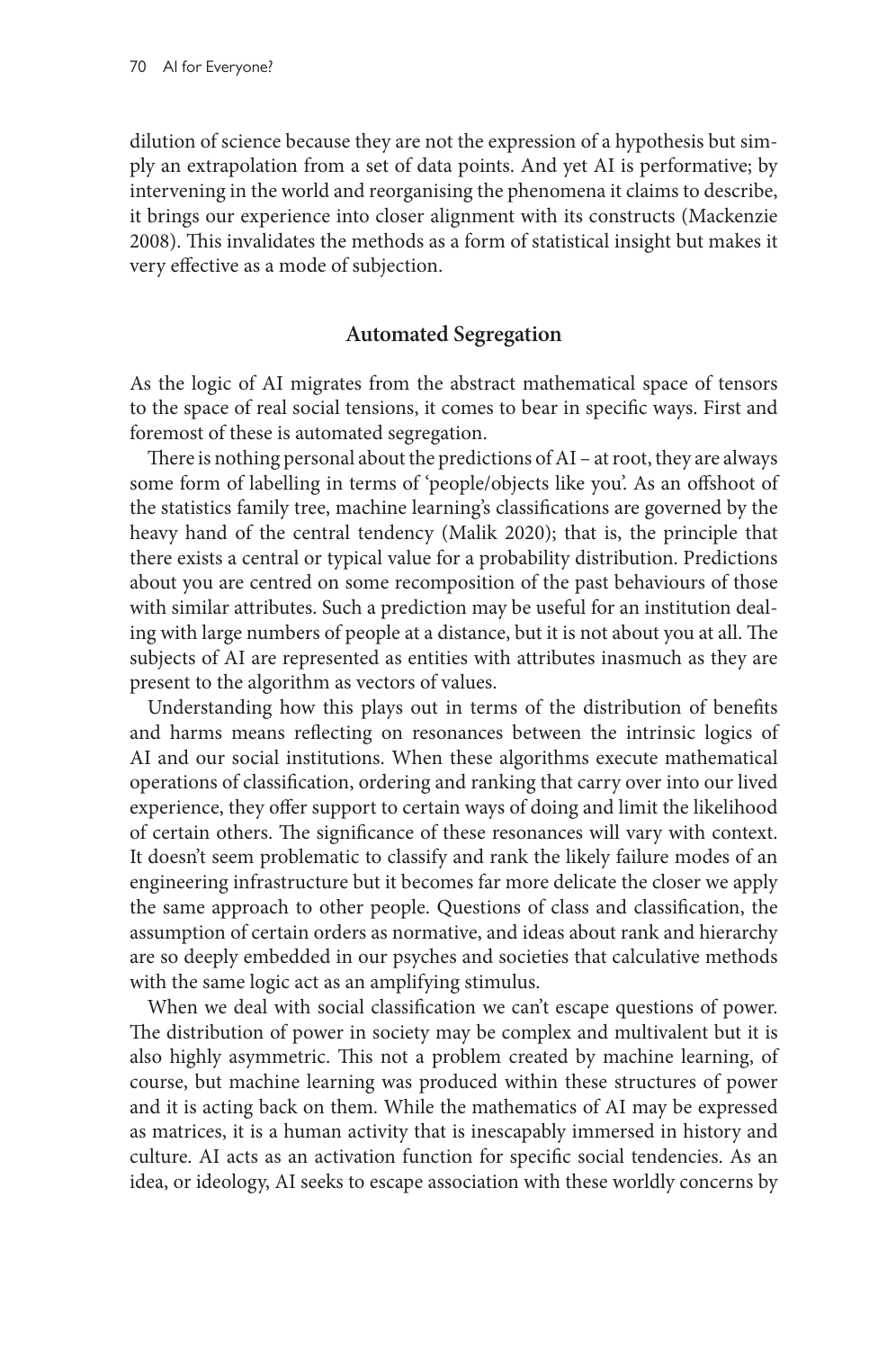dilution of science because they are not the expression of a hypothesis but simply an extrapolation from a set of data points. And yet AI is performative; by intervening in the world and reorganising the phenomena it claims to describe, it brings our experience into closer alignment with its constructs (Mackenzie 2008). This invalidates the methods as a form of statistical insight but makes it very effective as a mode of subjection.

## Automated Segregation

As the logic of AI migrates from the abstract mathematical space of tensors to the space of real social tensions, it comes to bear in specific ways. First and foremost of these is automated segregation.

There is nothing personal about the predictions of AI – at root, they are always some form of labelling in terms of 'people/objects like you'. As an offshoot of the statistics family tree, machine learning's classifications are governed by the heavy hand of the central tendency (Malik 2020); that is, the principle that there exists a central or typical value for a probability distribution. Predictions about you are centred on some recomposition of the past behaviours of those with similar attributes. Such a prediction may be useful for an institution dealing with large numbers of people at a distance, but it is not about you at all. The subjects of AI are represented as entities with attributes inasmuch as they are present to the algorithm as vectors of values.

Understanding how this plays out in terms of the distribution of benefits and harms means reflecting on resonances between the intrinsic logics of AI and our social institutions. When these algorithms execute mathematical operations of classification, ordering and ranking that carry over into our lived experience, they offer support to certain ways of doing and limit the likelihood of certain others. The significance of these resonances will vary with context. It doesn't seem problematic to classify and rank the likely failure modes of an engineering infrastructure but it becomes far more delicate the closer we apply the same approach to other people. Questions of class and classification, the assumption of certain orders as normative, and ideas about rank and hierarchy are so deeply embedded in our psyches and societies that calculative methods with the same logic act as an amplifying stimulus.

When we deal with social classification we can't escape questions of power. The distribution of power in society may be complex and multivalent but it is also highly asymmetric. This not a problem created by machine learning, of course, but machine learning was produced within these structures of power and it is acting back on them. While the mathematics of AI may be expressed as matrices, it is a human activity that is inescapably immersed in history and culture. AI acts as an activation function for specific social tendencies. As an idea, or ideology, AI seeks to escape association with these worldly concerns by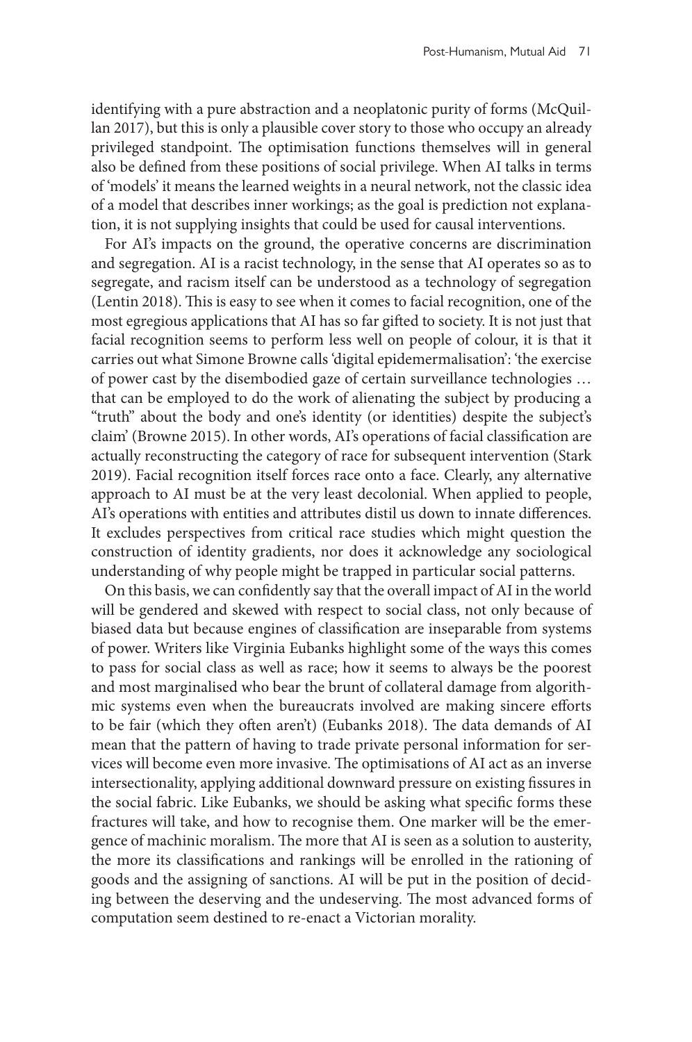identifying with a pure abstraction and a neoplatonic purity of forms (McQuillan 2017), but this is only a plausible cover story to those who occupy an already privileged standpoint. The optimisation functions themselves will in general also be defined from these positions of social privilege. When AI talks in terms of 'models' it means the learned weights in a neural network, not the classic idea of a model that describes inner workings; as the goal is prediction not explanation, it is not supplying insights that could be used for causal interventions.

For AI's impacts on the ground, the operative concerns are discrimination and segregation. AI is a racist technology, in the sense that AI operates so as to segregate, and racism itself can be understood as a technology of segregation (Lentin 2018). This is easy to see when it comes to facial recognition, one of the most egregious applications that AI has so far gifted to society. It is not just that facial recognition seems to perform less well on people of colour, it is that it carries out what Simone Browne calls 'digital epidemermalisation': 'the exercise of power cast by the disembodied gaze of certain surveillance technologies … that can be employed to do the work of alienating the subject by producing a "truth" about the body and one's identity (or identities) despite the subject's claim' (Browne 2015). In other words, AI's operations of facial classification are actually reconstructing the category of race for subsequent intervention (Stark 2019). Facial recognition itself forces race onto a face. Clearly, any alternative approach to AI must be at the very least decolonial. When applied to people, AI's operations with entities and attributes distil us down to innate differences. It excludes perspectives from critical race studies which might question the construction of identity gradients, nor does it acknowledge any sociological understanding of why people might be trapped in particular social patterns.

On this basis, we can confidently say that the overall impact of AI in the world will be gendered and skewed with respect to social class, not only because of biased data but because engines of classification are inseparable from systems of power. Writers like Virginia Eubanks highlight some of the ways this comes to pass for social class as well as race; how it seems to always be the poorest and most marginalised who bear the brunt of collateral damage from algorithmic systems even when the bureaucrats involved are making sincere efforts to be fair (which they often aren't) (Eubanks 2018). The data demands of AI mean that the pattern of having to trade private personal information for services will become even more invasive. The optimisations of AI act as an inverse intersectionality, applying additional downward pressure on existing fissures in the social fabric. Like Eubanks, we should be asking what specific forms these fractures will take, and how to recognise them. One marker will be the emergence of machinic moralism. The more that AI is seen as a solution to austerity, the more its classifications and rankings will be enrolled in the rationing of goods and the assigning of sanctions. AI will be put in the position of deciding between the deserving and the undeserving. The most advanced forms of computation seem destined to re-enact a Victorian morality.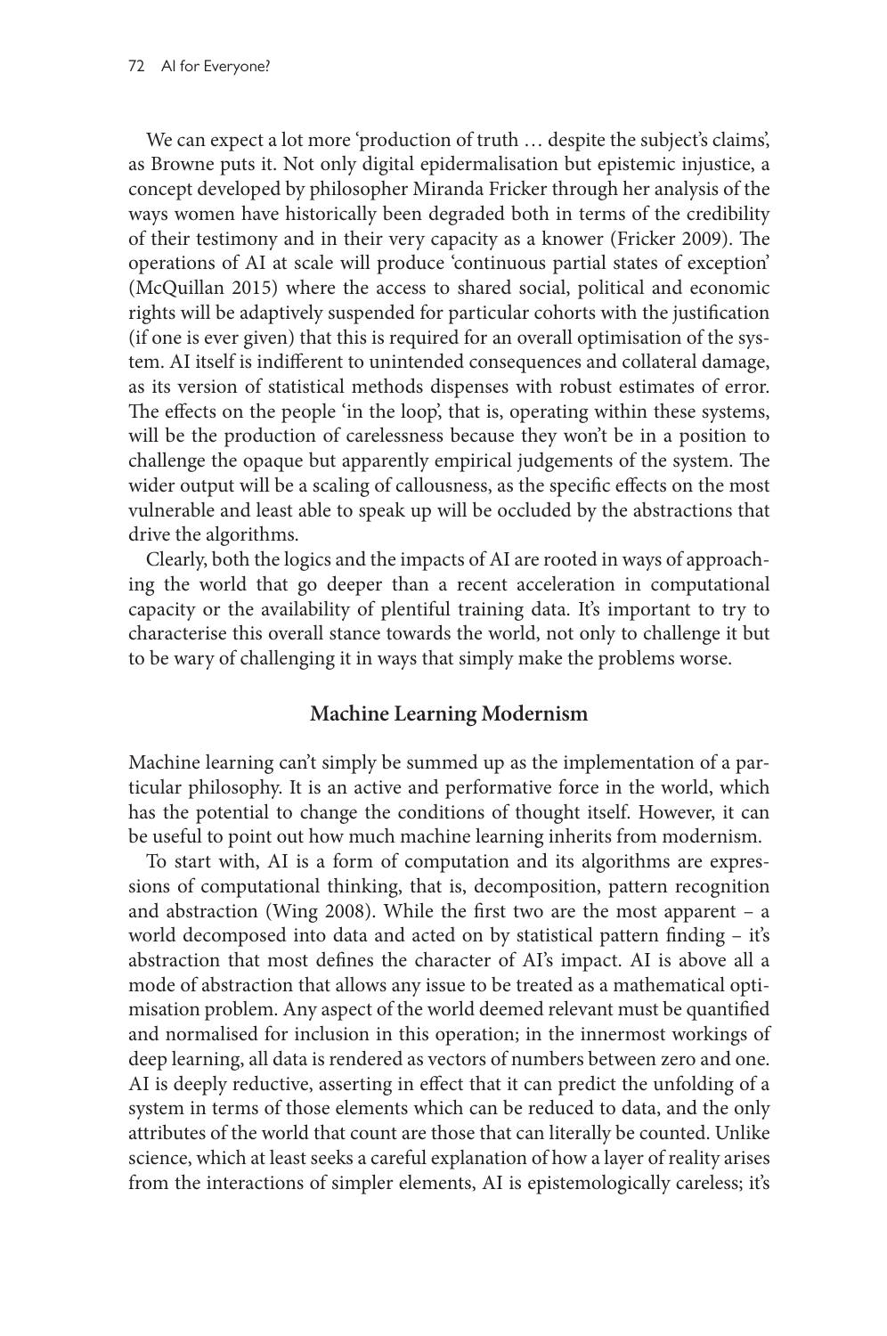We can expect a lot more 'production of truth … despite the subject's claims', as Browne puts it. Not only digital epidermalisation but epistemic injustice, a concept developed by philosopher Miranda Fricker through her analysis of the ways women have historically been degraded both in terms of the credibility of their testimony and in their very capacity as a knower (Fricker 2009). The operations of AI at scale will produce 'continuous partial states of exception' (McQuillan 2015) where the access to shared social, political and economic rights will be adaptively suspended for particular cohorts with the justification (if one is ever given) that this is required for an overall optimisation of the system. AI itself is indifferent to unintended consequences and collateral damage, as its version of statistical methods dispenses with robust estimates of error. The effects on the people 'in the loop', that is, operating within these systems, will be the production of carelessness because they won't be in a position to challenge the opaque but apparently empirical judgements of the system. The wider output will be a scaling of callousness, as the specific effects on the most vulnerable and least able to speak up will be occluded by the abstractions that drive the algorithms.

Clearly, both the logics and the impacts of AI are rooted in ways of approaching the world that go deeper than a recent acceleration in computational capacity or the availability of plentiful training data. It's important to try to characterise this overall stance towards the world, not only to challenge it but to be wary of challenging it in ways that simply make the problems worse.

## Machine Learning Modernism

Machine learning can't simply be summed up as the implementation of a particular philosophy. It is an active and performative force in the world, which has the potential to change the conditions of thought itself. However, it can be useful to point out how much machine learning inherits from modernism.

To start with, AI is a form of computation and its algorithms are expressions of computational thinking, that is, decomposition, pattern recognition and abstraction (Wing 2008). While the first two are the most apparent – a world decomposed into data and acted on by statistical pattern finding – it's abstraction that most defines the character of AI's impact. AI is above all a mode of abstraction that allows any issue to be treated as a mathematical optimisation problem. Any aspect of the world deemed relevant must be quantified and normalised for inclusion in this operation; in the innermost workings of deep learning, all data is rendered as vectors of numbers between zero and one. AI is deeply reductive, asserting in effect that it can predict the unfolding of a system in terms of those elements which can be reduced to data, and the only attributes of the world that count are those that can literally be counted. Unlike science, which at least seeks a careful explanation of how a layer of reality arises from the interactions of simpler elements, AI is epistemologically careless; it's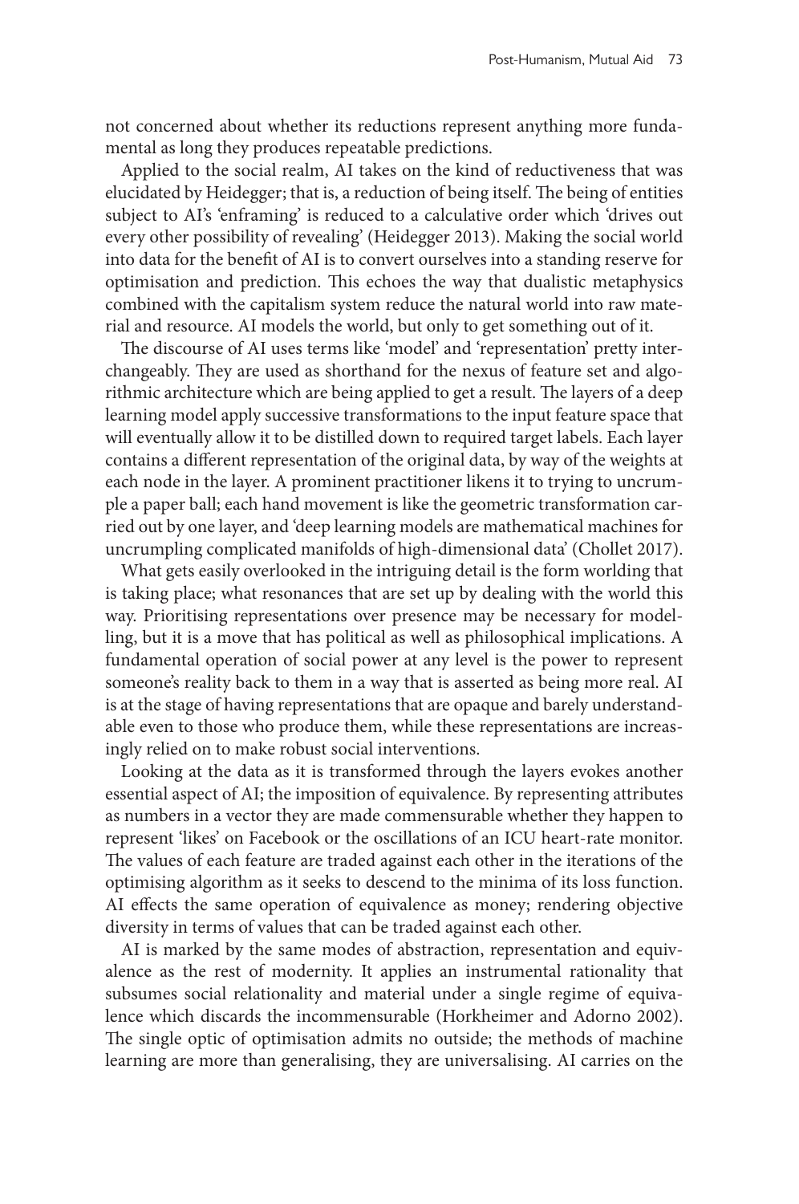not concerned about whether its reductions represent anything more fundamental as long they produces repeatable predictions.

Applied to the social realm, AI takes on the kind of reductiveness that was elucidated by Heidegger; that is, a reduction of being itself. The being of entities subject to AI's 'enframing' is reduced to a calculative order which 'drives out every other possibility of revealing' (Heidegger 2013). Making the social world into data for the benefit of AI is to convert ourselves into a standing reserve for optimisation and prediction. This echoes the way that dualistic metaphysics combined with the capitalism system reduce the natural world into raw material and resource. AI models the world, but only to get something out of it.

The discourse of AI uses terms like 'model' and 'representation' pretty interchangeably. They are used as shorthand for the nexus of feature set and algorithmic architecture which are being applied to get a result. The layers of a deep learning model apply successive transformations to the input feature space that will eventually allow it to be distilled down to required target labels. Each layer contains a different representation of the original data, by way of the weights at each node in the layer. A prominent practitioner likens it to trying to uncrumple a paper ball; each hand movement is like the geometric transformation carried out by one layer, and 'deep learning models are mathematical machines for uncrumpling complicated manifolds of high-dimensional data' (Chollet 2017).

What gets easily overlooked in the intriguing detail is the form worlding that is taking place; what resonances that are set up by dealing with the world this way. Prioritising representations over presence may be necessary for modelling, but it is a move that has political as well as philosophical implications. A fundamental operation of social power at any level is the power to represent someone's reality back to them in a way that is asserted as being more real. AI is at the stage of having representations that are opaque and barely understandable even to those who produce them, while these representations are increasingly relied on to make robust social interventions.

Looking at the data as it is transformed through the layers evokes another essential aspect of AI; the imposition of equivalence. By representing attributes as numbers in a vector they are made commensurable whether they happen to represent 'likes' on Facebook or the oscillations of an ICU heart-rate monitor. The values of each feature are traded against each other in the iterations of the optimising algorithm as it seeks to descend to the minima of its loss function. AI effects the same operation of equivalence as money; rendering objective diversity in terms of values that can be traded against each other.

AI is marked by the same modes of abstraction, representation and equivalence as the rest of modernity. It applies an instrumental rationality that subsumes social relationality and material under a single regime of equivalence which discards the incommensurable (Horkheimer and Adorno 2002). The single optic of optimisation admits no outside; the methods of machine learning are more than generalising, they are universalising. AI carries on the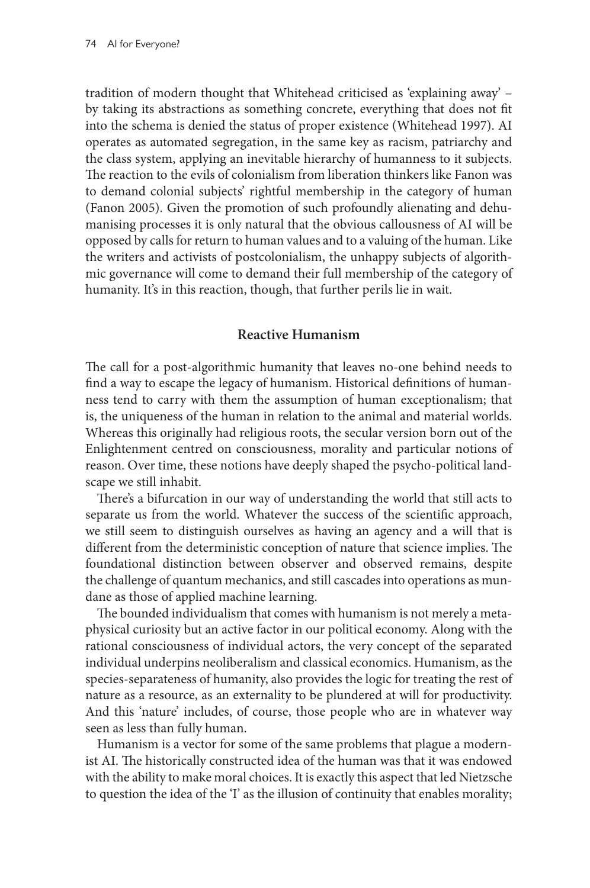tradition of modern thought that Whitehead criticised as 'explaining away' – by taking its abstractions as something concrete, everything that does not fit into the schema is denied the status of proper existence (Whitehead 1997). AI operates as automated segregation, in the same key as racism, patriarchy and the class system, applying an inevitable hierarchy of humanness to it subjects. The reaction to the evils of colonialism from liberation thinkers like Fanon was to demand colonial subjects' rightful membership in the category of human (Fanon 2005). Given the promotion of such profoundly alienating and dehumanising processes it is only natural that the obvious callousness of AI will be opposed by calls for return to human values and to a valuing of the human. Like the writers and activists of postcolonialism, the unhappy subjects of algorithmic governance will come to demand their full membership of the category of humanity. It's in this reaction, though, that further perils lie in wait.

## Reactive Humanism

The call for a post-algorithmic humanity that leaves no-one behind needs to find a way to escape the legacy of humanism. Historical definitions of humanness tend to carry with them the assumption of human exceptionalism; that is, the uniqueness of the human in relation to the animal and material worlds. Whereas this originally had religious roots, the secular version born out of the Enlightenment centred on consciousness, morality and particular notions of reason. Over time, these notions have deeply shaped the psycho-political landscape we still inhabit.

There's a bifurcation in our way of understanding the world that still acts to separate us from the world. Whatever the success of the scientific approach, we still seem to distinguish ourselves as having an agency and a will that is different from the deterministic conception of nature that science implies. The foundational distinction between observer and observed remains, despite the challenge of quantum mechanics, and still cascades into operations as mundane as those of applied machine learning.

The bounded individualism that comes with humanism is not merely a metaphysical curiosity but an active factor in our political economy. Along with the rational consciousness of individual actors, the very concept of the separated individual underpins neoliberalism and classical economics. Humanism, as the species-separateness of humanity, also provides the logic for treating the rest of nature as a resource, as an externality to be plundered at will for productivity. And this 'nature' includes, of course, those people who are in whatever way seen as less than fully human.

Humanism is a vector for some of the same problems that plague a modernist AI. The historically constructed idea of the human was that it was endowed with the ability to make moral choices. It is exactly this aspect that led Nietzsche to question the idea of the 'I' as the illusion of continuity that enables morality;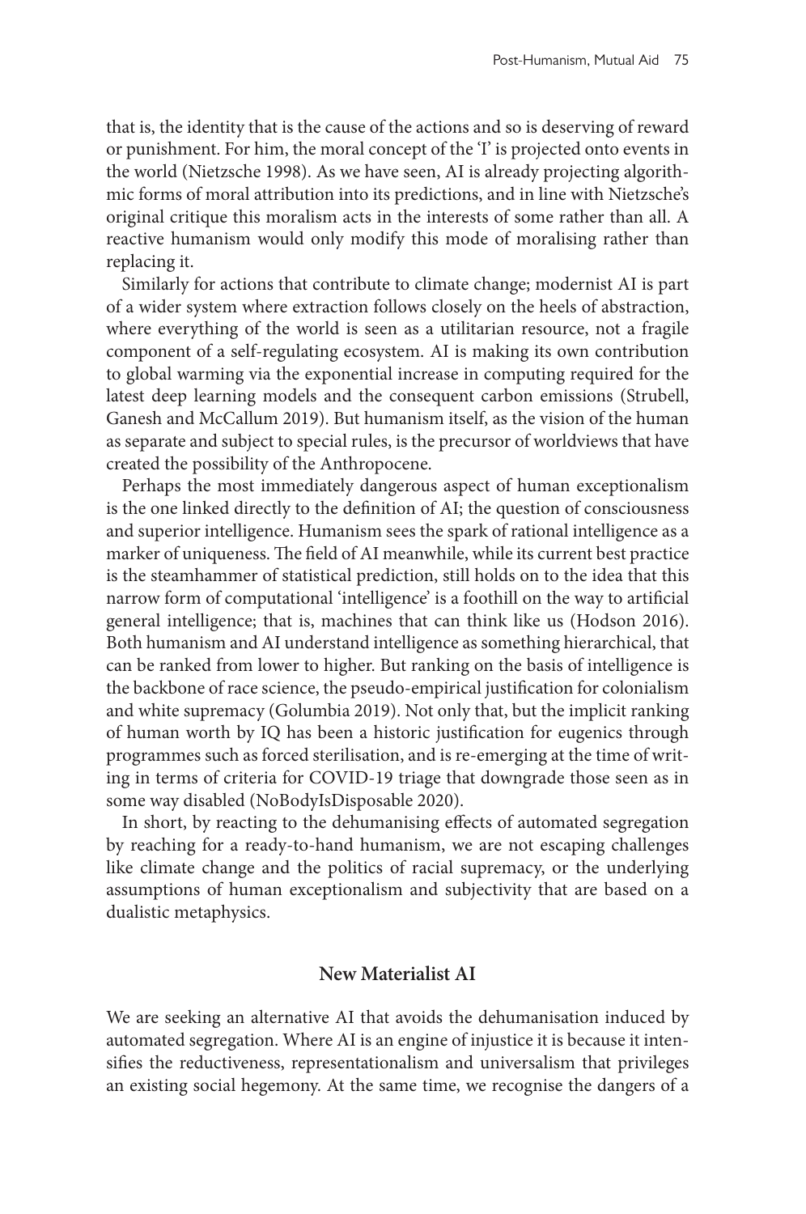that is, the identity that is the cause of the actions and so is deserving of reward or punishment. For him, the moral concept of the 'I' is projected onto events in the world (Nietzsche 1998). As we have seen, AI is already projecting algorithmic forms of moral attribution into its predictions, and in line with Nietzsche's original critique this moralism acts in the interests of some rather than all. A reactive humanism would only modify this mode of moralising rather than replacing it.

Similarly for actions that contribute to climate change; modernist AI is part of a wider system where extraction follows closely on the heels of abstraction, where everything of the world is seen as a utilitarian resource, not a fragile component of a self-regulating ecosystem. AI is making its own contribution to global warming via the exponential increase in computing required for the latest deep learning models and the consequent carbon emissions (Strubell, Ganesh and McCallum 2019). But humanism itself, as the vision of the human as separate and subject to special rules, is the precursor of worldviews that have created the possibility of the Anthropocene.

Perhaps the most immediately dangerous aspect of human exceptionalism is the one linked directly to the definition of AI; the question of consciousness and superior intelligence. Humanism sees the spark of rational intelligence as a marker of uniqueness. The field of AI meanwhile, while its current best practice is the steamhammer of statistical prediction, still holds on to the idea that this narrow form of computational 'intelligence' is a foothill on the way to artificial general intelligence; that is, machines that can think like us (Hodson 2016). Both humanism and AI understand intelligence as something hierarchical, that can be ranked from lower to higher. But ranking on the basis of intelligence is the backbone of race science, the pseudo-empirical justification for colonialism and white supremacy (Golumbia 2019). Not only that, but the implicit ranking of human worth by IQ has been a historic justification for eugenics through programmes such as forced sterilisation, and is re-emerging at the time of writing in terms of criteria for COVID-19 triage that downgrade those seen as in some way disabled (NoBodyIsDisposable 2020).

In short, by reacting to the dehumanising effects of automated segregation by reaching for a ready-to-hand humanism, we are not escaping challenges like climate change and the politics of racial supremacy, or the underlying assumptions of human exceptionalism and subjectivity that are based on a dualistic metaphysics.

## New Materialist AI

We are seeking an alternative AI that avoids the dehumanisation induced by automated segregation. Where AI is an engine of injustice it is because it intensifies the reductiveness, representationalism and universalism that privileges an existing social hegemony. At the same time, we recognise the dangers of a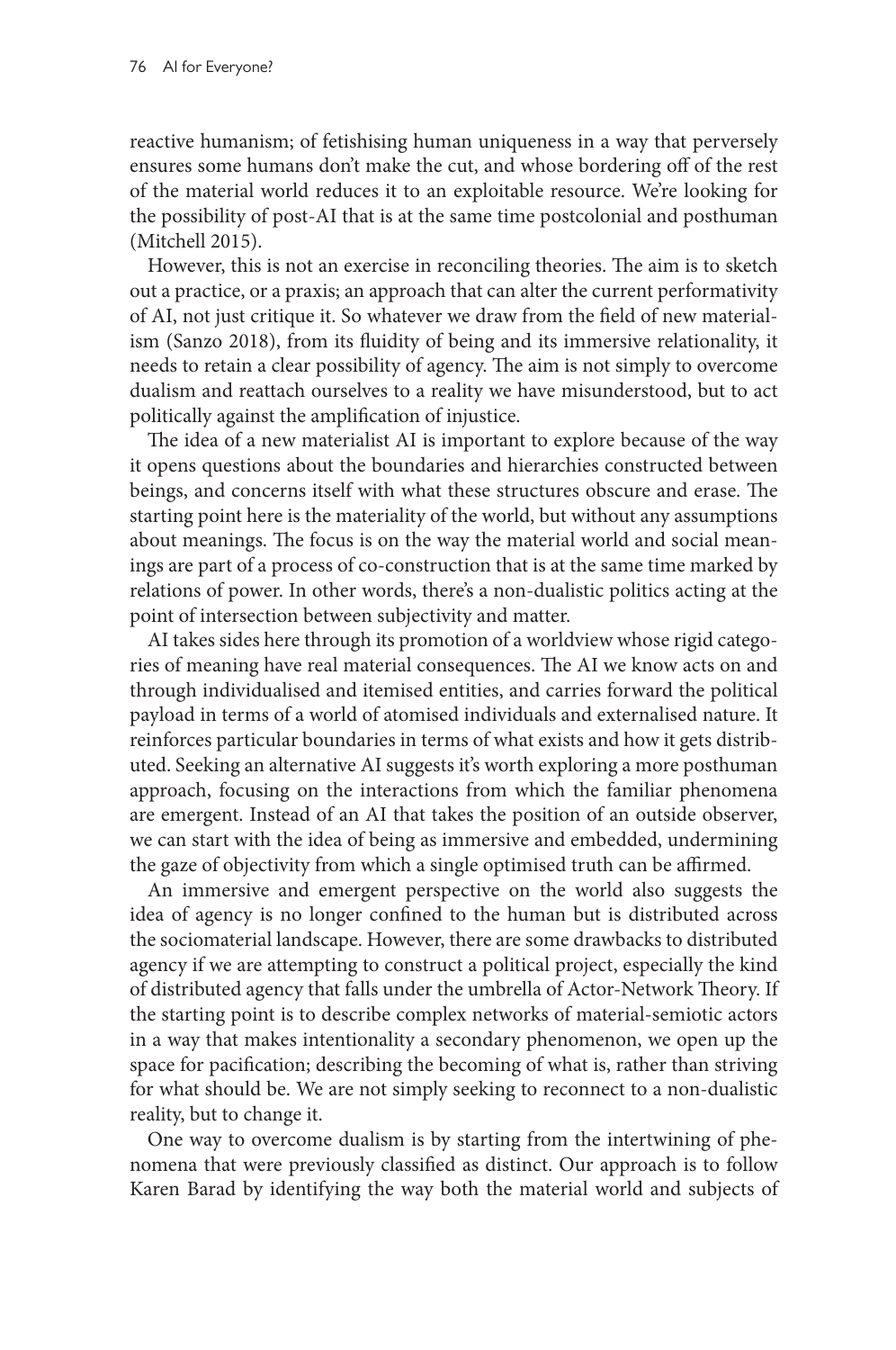reactive humanism; of fetishising human uniqueness in a way that perversely ensures some humans don't make the cut, and whose bordering off of the rest of the material world reduces it to an exploitable resource. We're looking for the possibility of post-AI that is at the same time postcolonial and posthuman (Mitchell 2015).

However, this is not an exercise in reconciling theories. The aim is to sketch out a practice, or a praxis; an approach that can alter the current performativity of AI, not just critique it. So whatever we draw from the field of new materialism (Sanzo 2018), from its fluidity of being and its immersive relationality, it needs to retain a clear possibility of agency. The aim is not simply to overcome dualism and reattach ourselves to a reality we have misunderstood, but to act politically against the amplification of injustice.

The idea of a new materialist AI is important to explore because of the way it opens questions about the boundaries and hierarchies constructed between beings, and concerns itself with what these structures obscure and erase. The starting point here is the materiality of the world, but without any assumptions about meanings. The focus is on the way the material world and social meanings are part of a process of co-construction that is at the same time marked by relations of power. In other words, there's a non-dualistic politics acting at the point of intersection between subjectivity and matter.

AI takes sides here through its promotion of a worldview whose rigid categories of meaning have real material consequences. The AI we know acts on and through individualised and itemised entities, and carries forward the political payload in terms of a world of atomised individuals and externalised nature. It reinforces particular boundaries in terms of what exists and how it gets distributed. Seeking an alternative AI suggests it's worth exploring a more posthuman approach, focusing on the interactions from which the familiar phenomena are emergent. Instead of an AI that takes the position of an outside observer, we can start with the idea of being as immersive and embedded, undermining the gaze of objectivity from which a single optimised truth can be affirmed.

An immersive and emergent perspective on the world also suggests the idea of agency is no longer confined to the human but is distributed across the sociomaterial landscape. However, there are some drawbacks to distributed agency if we are attempting to construct a political project, especially the kind of distributed agency that falls under the umbrella of Actor-Network Theory. If the starting point is to describe complex networks of material-semiotic actors in a way that makes intentionality a secondary phenomenon, we open up the space for pacification; describing the becoming of what is, rather than striving for what should be. We are not simply seeking to reconnect to a non-dualistic reality, but to change it.

One way to overcome dualism is by starting from the intertwining of phenomena that were previously classified as distinct. Our approach is to follow Karen Barad by identifying the way both the material world and subjects of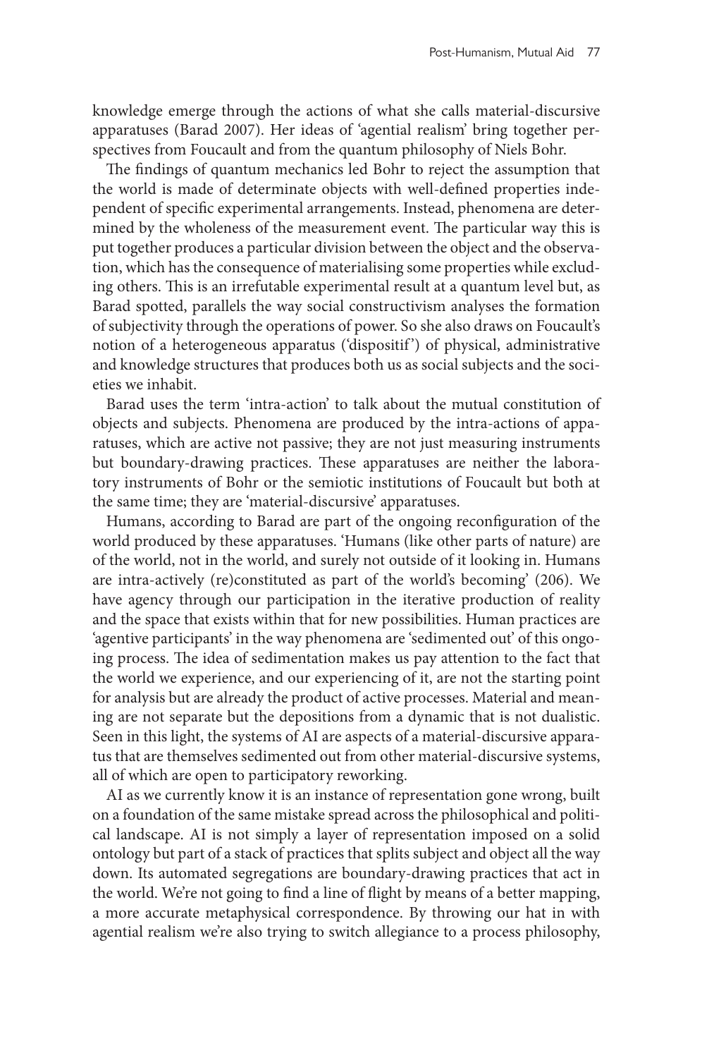knowledge emerge through the actions of what she calls material-discursive apparatuses (Barad 2007). Her ideas of 'agential realism' bring together perspectives from Foucault and from the quantum philosophy of Niels Bohr.

The findings of quantum mechanics led Bohr to reject the assumption that the world is made of determinate objects with well-defined properties independent of specific experimental arrangements. Instead, phenomena are determined by the wholeness of the measurement event. The particular way this is put together produces a particular division between the object and the observation, which has the consequence of materialising some properties while excluding others. This is an irrefutable experimental result at a quantum level but, as Barad spotted, parallels the way social constructivism analyses the formation of subjectivity through the operations of power. So she also draws on Foucault's notion of a heterogeneous apparatus ('dispositif') of physical, administrative and knowledge structures that produces both us as social subjects and the societies we inhabit.

Barad uses the term 'intra-action' to talk about the mutual constitution of objects and subjects. Phenomena are produced by the intra-actions of apparatuses, which are active not passive; they are not just measuring instruments but boundary-drawing practices. These apparatuses are neither the laboratory instruments of Bohr or the semiotic institutions of Foucault but both at the same time; they are 'material-discursive' apparatuses.

Humans, according to Barad are part of the ongoing reconfiguration of the world produced by these apparatuses. 'Humans (like other parts of nature) are of the world, not in the world, and surely not outside of it looking in. Humans are intra-actively (re)constituted as part of the world's becoming' (206). We have agency through our participation in the iterative production of reality and the space that exists within that for new possibilities. Human practices are 'agentive participants' in the way phenomena are 'sedimented out' of this ongoing process. The idea of sedimentation makes us pay attention to the fact that the world we experience, and our experiencing of it, are not the starting point for analysis but are already the product of active processes. Material and meaning are not separate but the depositions from a dynamic that is not dualistic. Seen in this light, the systems of AI are aspects of a material-discursive apparatus that are themselves sedimented out from other material-discursive systems, all of which are open to participatory reworking.

AI as we currently know it is an instance of representation gone wrong, built on a foundation of the same mistake spread across the philosophical and political landscape. AI is not simply a layer of representation imposed on a solid ontology but part of a stack of practices that splits subject and object all the way down. Its automated segregations are boundary-drawing practices that act in the world. We're not going to find a line of flight by means of a better mapping, a more accurate metaphysical correspondence. By throwing our hat in with agential realism we're also trying to switch allegiance to a process philosophy,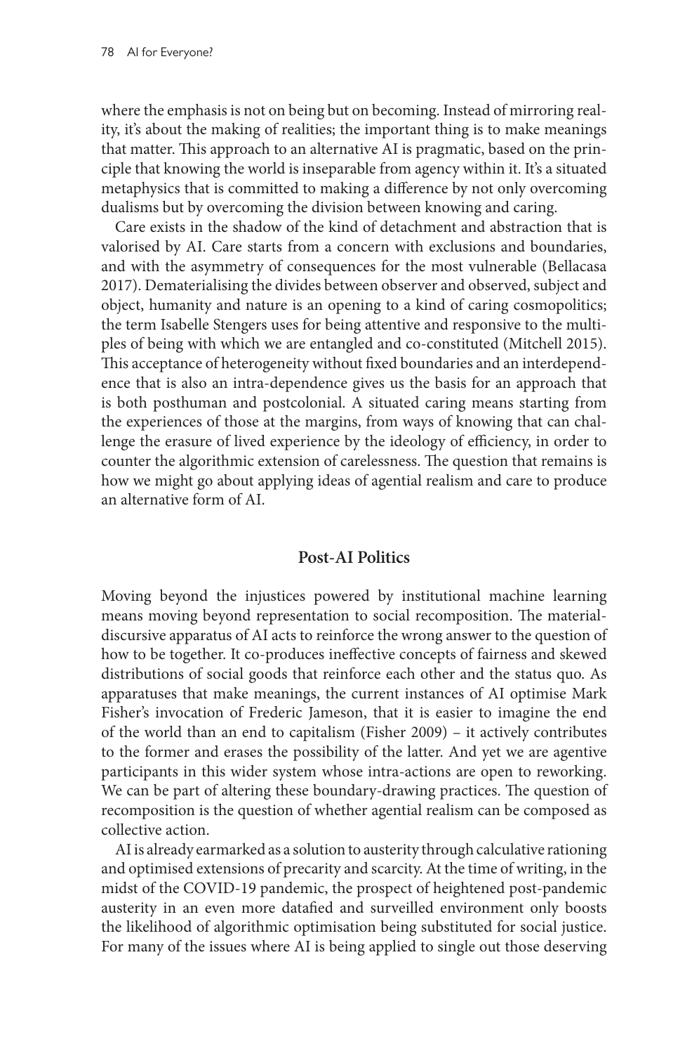where the emphasis is not on being but on becoming. Instead of mirroring reality, it's about the making of realities; the important thing is to make meanings that matter. This approach to an alternative AI is pragmatic, based on the principle that knowing the world is inseparable from agency within it. It's a situated metaphysics that is committed to making a difference by not only overcoming dualisms but by overcoming the division between knowing and caring.

Care exists in the shadow of the kind of detachment and abstraction that is valorised by AI. Care starts from a concern with exclusions and boundaries, and with the asymmetry of consequences for the most vulnerable (Bellacasa 2017). Dematerialising the divides between observer and observed, subject and object, humanity and nature is an opening to a kind of caring cosmopolitics; the term Isabelle Stengers uses for being attentive and responsive to the multiples of being with which we are entangled and co-constituted (Mitchell 2015). This acceptance of heterogeneity without fixed boundaries and an interdependence that is also an intra-dependence gives us the basis for an approach that is both posthuman and postcolonial. A situated caring means starting from the experiences of those at the margins, from ways of knowing that can challenge the erasure of lived experience by the ideology of efficiency, in order to counter the algorithmic extension of carelessness. The question that remains is how we might go about applying ideas of agential realism and care to produce an alternative form of AI.

## Post-AI Politics

Moving beyond the injustices powered by institutional machine learning means moving beyond representation to social recomposition. The material-discursive apparatus of AI acts to reinforce the wrong answer to the question of how to be together. It co-produces ineffective concepts of fairness and skewed distributions of social goods that reinforce each other and the status quo. As apparatuses that make meanings, the current instances of AI optimise Mark Fisher's invocation of Frederic Jameson, that it is easier to imagine the end of the world than an end to capitalism (Fisher 2009) – it actively contributes to the former and erases the possibility of the latter. And yet we are agentive participants in this wider system whose intra-actions are open to reworking. We can be part of altering these boundary-drawing practices. The question of recomposition is the question of whether agential realism can be composed as collective action.

AI is already earmarked as a solution to austerity through calculative rationing and optimised extensions of precarity and scarcity. At the time of writing, in the midst of the COVID-19 pandemic, the prospect of heightened post-pandemic austerity in an even more datafied and surveilled environment only boosts the likelihood of algorithmic optimisation being substituted for social justice. For many of the issues where AI is being applied to single out those deserving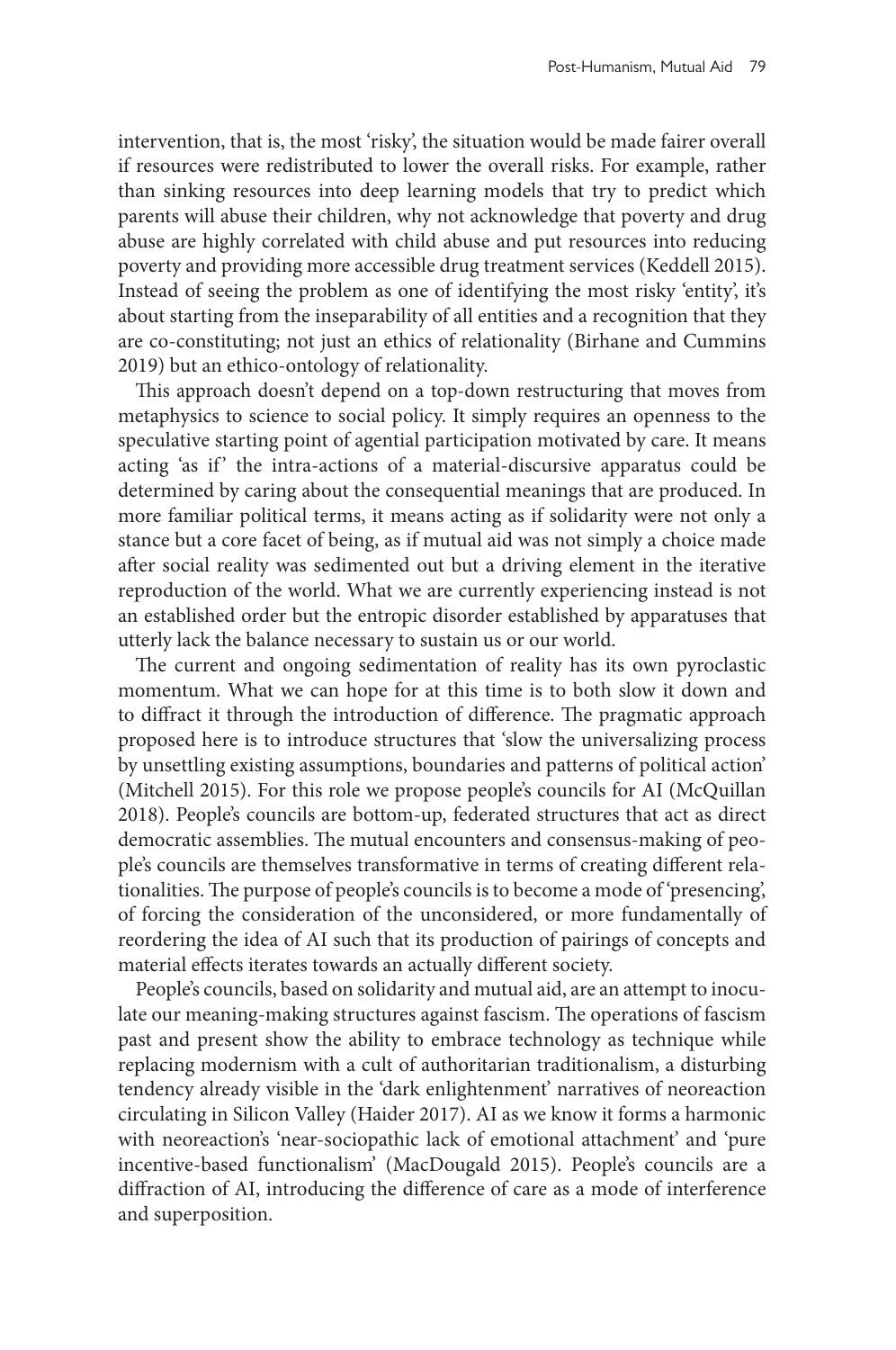intervention, that is, the most 'risky', the situation would be made fairer overall if resources were redistributed to lower the overall risks. For example, rather than sinking resources into deep learning models that try to predict which parents will abuse their children, why not acknowledge that poverty and drug abuse are highly correlated with child abuse and put resources into reducing poverty and providing more accessible drug treatment services (Keddell 2015). Instead of seeing the problem as one of identifying the most risky 'entity', it's about starting from the inseparability of all entities and a recognition that they are co-constituting; not just an ethics of relationality (Birhane and Cummins 2019) but an ethico-ontology of relationality.

This approach doesn't depend on a top-down restructuring that moves from metaphysics to science to social policy. It simply requires an openness to the speculative starting point of agential participation motivated by care. It means acting 'as if' the intra-actions of a material-discursive apparatus could be determined by caring about the consequential meanings that are produced. In more familiar political terms, it means acting as if solidarity were not only a stance but a core facet of being, as if mutual aid was not simply a choice made after social reality was sedimented out but a driving element in the iterative reproduction of the world. What we are currently experiencing instead is not an established order but the entropic disorder established by apparatuses that utterly lack the balance necessary to sustain us or our world.

The current and ongoing sedimentation of reality has its own pyroclastic momentum. What we can hope for at this time is to both slow it down and to diffract it through the introduction of difference. The pragmatic approach proposed here is to introduce structures that 'slow the universalizing process by unsettling existing assumptions, boundaries and patterns of political action' (Mitchell 2015). For this role we propose people's councils for AI (McQuillan 2018). People's councils are bottom-up, federated structures that act as direct democratic assemblies. The mutual encounters and consensus-making of people's councils are themselves transformative in terms of creating different relationalities. The purpose of people's councils is to become a mode of 'presencing', of forcing the consideration of the unconsidered, or more fundamentally of reordering the idea of AI such that its production of pairings of concepts and material effects iterates towards an actually different society.

People's councils, based on solidarity and mutual aid, are an attempt to inoculate our meaning-making structures against fascism. The operations of fascism past and present show the ability to embrace technology as technique while replacing modernism with a cult of authoritarian traditionalism, a disturbing tendency already visible in the 'dark enlightenment' narratives of neoreaction circulating in Silicon Valley (Haider 2017). AI as we know it forms a harmonic with neoreaction's 'near-sociopathic lack of emotional attachment' and 'pure incentive-based functionalism' (MacDougald 2015). People's councils are a diffraction of AI, introducing the difference of care as a mode of interference and superposition.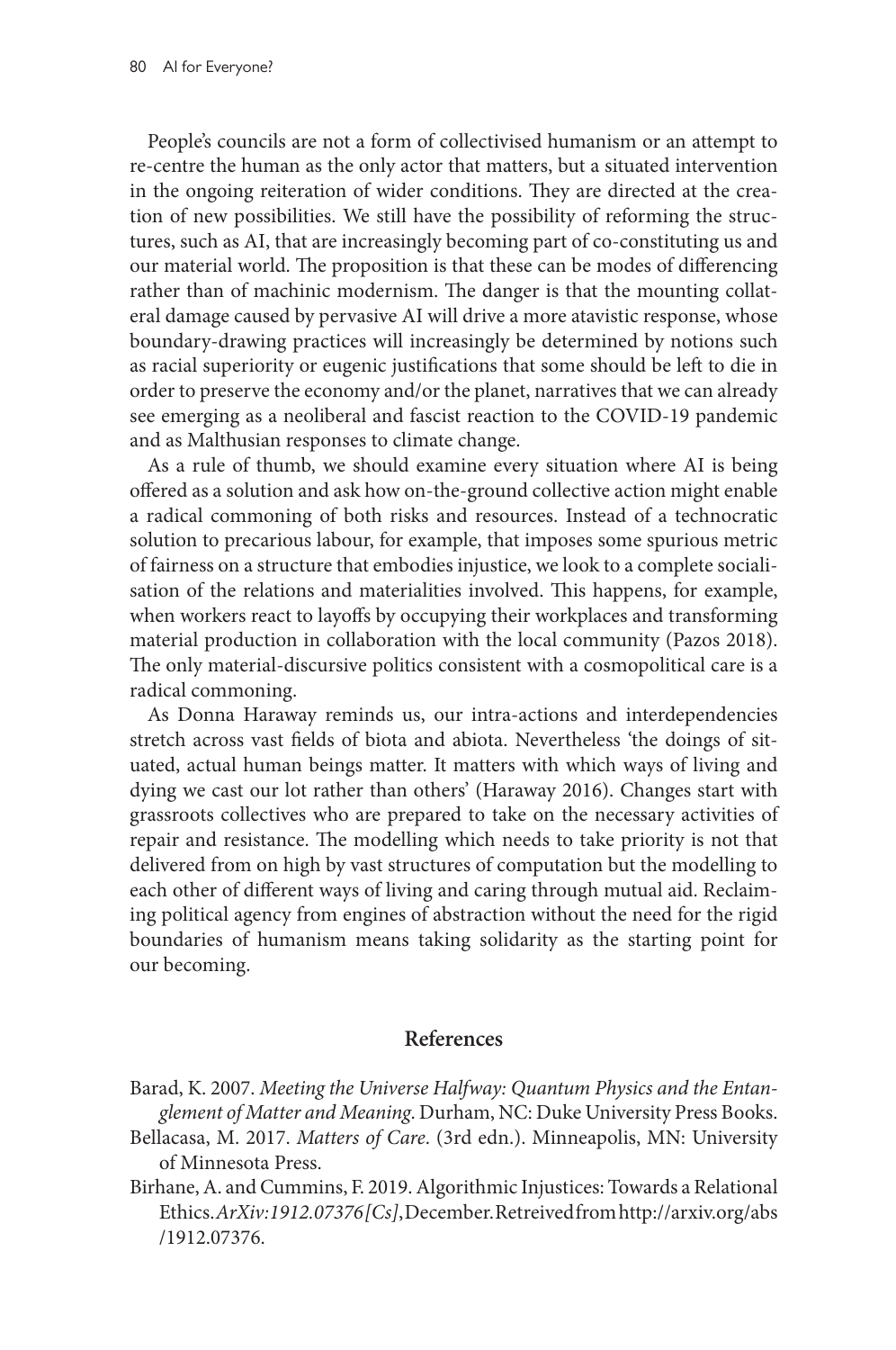People's councils are not a form of collectivised humanism or an attempt to re-centre the human as the only actor that matters, but a situated intervention in the ongoing reiteration of wider conditions. They are directed at the creation of new possibilities. We still have the possibility of reforming the structures, such as AI, that are increasingly becoming part of co-constituting us and our material world. The proposition is that these can be modes of differencing rather than of machinic modernism. The danger is that the mounting collateral damage caused by pervasive AI will drive a more atavistic response, whose boundary-drawing practices will increasingly be determined by notions such as racial superiority or eugenic justifications that some should be left to die in order to preserve the economy and/or the planet, narratives that we can already see emerging as a neoliberal and fascist reaction to the COVID-19 pandemic and as Malthusian responses to climate change.

As a rule of thumb, we should examine every situation where AI is being offered as a solution and ask how on-the-ground collective action might enable a radical commoning of both risks and resources. Instead of a technocratic solution to precarious labour, for example, that imposes some spurious metric of fairness on a structure that embodies injustice, we look to a complete socialisation of the relations and materialities involved. This happens, for example, when workers react to layoffs by occupying their workplaces and transforming material production in collaboration with the local community (Pazos 2018). The only material-discursive politics consistent with a cosmopolitical care is a radical commoning.

As Donna Haraway reminds us, our intra-actions and interdependencies stretch across vast fields of biota and abiota. Nevertheless 'the doings of situated, actual human beings matter. It matters with which ways of living and dying we cast our lot rather than others' (Haraway 2016). Changes start with grassroots collectives who are prepared to take on the necessary activities of repair and resistance. The modelling which needs to take priority is not that delivered from on high by vast structures of computation but the modelling to each other of different ways of living and caring through mutual aid. Reclaiming political agency from engines of abstraction without the need for the rigid boundaries of humanism means taking solidarity as the starting point for our becoming.

## References

Barad, K. 2007. *Meeting the Universe Halfway: Quantum Physics and the Entanglement of Matter and Meaning*. Durham, NC: Duke University Press Books.

Bellacasa, M. 2017. *Matters of Care*. (3rd edn.). Minneapolis, MN: University of Minnesota Press.

Birhane, A. and Cummins, F. 2019. Algorithmic Injustices: Towards a Relational Ethics. *ArXiv:1912.07376 [Cs]*, December. Retreived from http://arxiv.org/abs/1912.07376.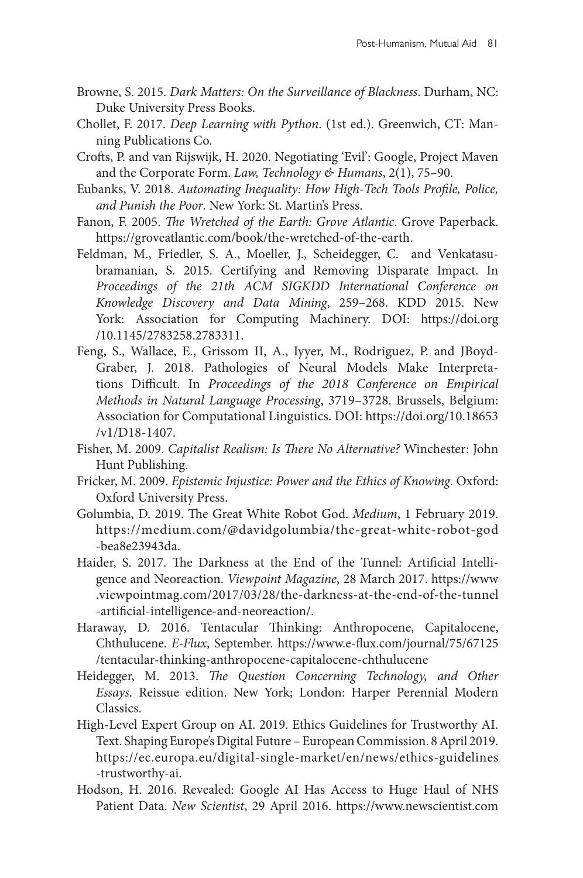Browne, S. 2015. *Dark Matters: On the Surveillance of Blackness*. Durham, NC: Duke University Press Books.

Chollet, F. 2017. *Deep Learning with Python*. (1st ed.). Greenwich, CT: Manning Publications Co.

Crofts, P. and van Rijswijk, H. 2020. Negotiating 'Evil': Google, Project Maven and the Corporate Form. *Law, Technology & Humans*, 2(1), 75–90.

Eubanks, V. 2018. *Automating Inequality: How High-Tech Tools Profile, Police, and Punish the Poor*. New York: St. Martin's Press.

Fanon, F. 2005. *The Wretched of the Earth: Grove Atlantic*. Grove Paperback. https://groveatlantic.com/book/the-wretched-of-the-earth.

Feldman, M., Friedler, S. A., Moeller, J., Scheidegger, C. and Venkatasubramanian, S. 2015. Certifying and Removing Disparate Impact. In *Proceedings of the 21th ACM SIGKDD International Conference on Knowledge Discovery and Data Mining*, 259–268. KDD 2015. New York: Association for Computing Machinery. DOI: https://doi.org/10.1145/2783258.2783311.

Feng, S., Wallace, E., Grissom II, A., Iyyer, M., Rodriguez, P. and JBoyd-Graber, J. 2018. Pathologies of Neural Models Make Interpretations Difficult. In *Proceedings of the 2018 Conference on Empirical Methods in Natural Language Processing*, 3719–3728. Brussels, Belgium: Association for Computational Linguistics. DOI: https://doi.org/10.18653/v1/D18-1407.

Fisher, M. 2009. *Capitalist Realism: Is There No Alternative?* Winchester: John Hunt Publishing.

Fricker, M. 2009. *Epistemic Injustice: Power and the Ethics of Knowing*. Oxford: Oxford University Press.

Golumbia, D. 2019. The Great White Robot God. *Medium*, 1 February 2019. https://medium.com/@davidgolumbia/the-great-white-robot-god-bea8e23943da.

Haider, S. 2017. The Darkness at the End of the Tunnel: Artificial Intelligence and Neoreaction. *Viewpoint Magazine*, 28 March 2017. https://www.viewpointmag.com/2017/03/28/the-darkness-at-the-end-of-the-tunnel-artificial-intelligence-and-neoreaction/.

Haraway, D. 2016. Tentacular Thinking: Anthropocene, Capitalocene, Chthulucene. *E-Flux*, September. https://www.e-flux.com/journal/75/67125/tentacular-thinking-anthropocene-capitalocene-chthulucene

Heidegger, M. 2013. *The Question Concerning Technology, and Other Essays*. Reissue edition. New York; London: Harper Perennial Modern Classics.

High-Level Expert Group on AI. 2019. Ethics Guidelines for Trustworthy AI. Text. Shaping Europe's Digital Future – European Commission. 8 April 2019. https://ec.europa.eu/digital-single-market/en/news/ethics-guidelines-trustworthy-ai.

Hodson, H. 2016. Revealed: Google AI Has Access to Huge Haul of NHS Patient Data. *New Scientist*, 29 April 2016. https://www.newscientist.com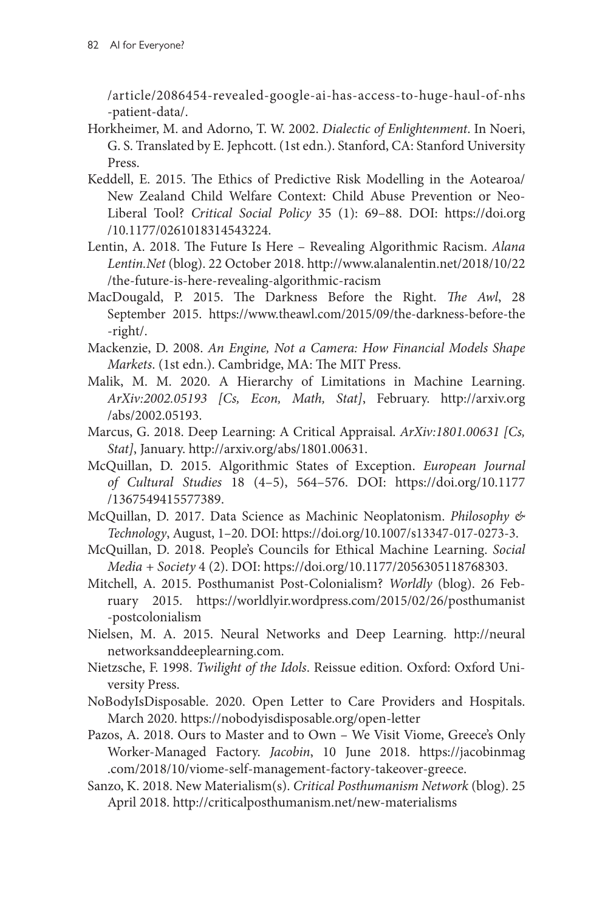/article/2086454-revealed-google-ai-has-access-to-huge-haul-of-nhs-patient-data/.

Horkheimer, M. and Adorno, T. W. 2002. *Dialectic of Enlightenment*. In Noeri, G. S. Translated by E. Jephcott. (1st edn.). Stanford, CA: Stanford University Press.

Keddell, E. 2015. The Ethics of Predictive Risk Modelling in the Aotearoa/New Zealand Child Welfare Context: Child Abuse Prevention or Neo-Liberal Tool? *Critical Social Policy* 35 (1): 69–88. DOI: https://doi.org/10.1177/0261018314543224.

Lentin, A. 2018. The Future Is Here – Revealing Algorithmic Racism. *Alana Lentin.Net* (blog). 22 October 2018. http://www.alanalentin.net/2018/10/22/the-future-is-here-revealing-algorithmic-racism

MacDougald, P. 2015. The Darkness Before the Right. *The Awl*, 28 September 2015. https://www.theawl.com/2015/09/the-darkness-before-the-right/.

Mackenzie, D. 2008. *An Engine, Not a Camera: How Financial Models Shape Markets*. (1st edn.). Cambridge, MA: The MIT Press.

Malik, M. M. 2020. A Hierarchy of Limitations in Machine Learning. *ArXiv:2002.05193 [Cs, Econ, Math, Stat]*, February. http://arxiv.org/abs/2002.05193.

Marcus, G. 2018. Deep Learning: A Critical Appraisal. *ArXiv:1801.00631 [Cs, Stat]*, January. http://arxiv.org/abs/1801.00631.

McQuillan, D. 2015. Algorithmic States of Exception. *European Journal of Cultural Studies* 18 (4–5), 564–576. DOI: https://doi.org/10.1177/1367549415577389.

McQuillan, D. 2017. Data Science as Machinic Neoplatonism. *Philosophy & Technology*, August, 1–20. DOI: https://doi.org/10.1007/s13347-017-0273-3.

McQuillan, D. 2018. People's Councils for Ethical Machine Learning. *Social Media + Society* 4 (2). DOI: https://doi.org/10.1177/2056305118768303.

Mitchell, A. 2015. Posthumanist Post-Colonialism? *Worldly* (blog). 26 February 2015. https://worldlyir.wordpress.com/2015/02/26/posthumanist-postcolonialism

Nielsen, M. A. 2015. Neural Networks and Deep Learning. http://neuralnetworksanddeeplearning.com.

Nietzsche, F. 1998. *Twilight of the Idols*. Reissue edition. Oxford: Oxford University Press.

NoBodyIsDisposable. 2020. Open Letter to Care Providers and Hospitals. March 2020. https://nobodyisdisposable.org/open-letter

Pazos, A. 2018. Ours to Master and to Own – We Visit Viome, Greece's Only Worker-Managed Factory. *Jacobin*, 10 June 2018. https://jacobinmag.com/2018/10/viome-self-management-factory-takeover-greece.

Sanzo, K. 2018. New Materialism(s). *Critical Posthumanism Network* (blog). 25 April 2018. http://criticalposthumanism.net/new-materialisms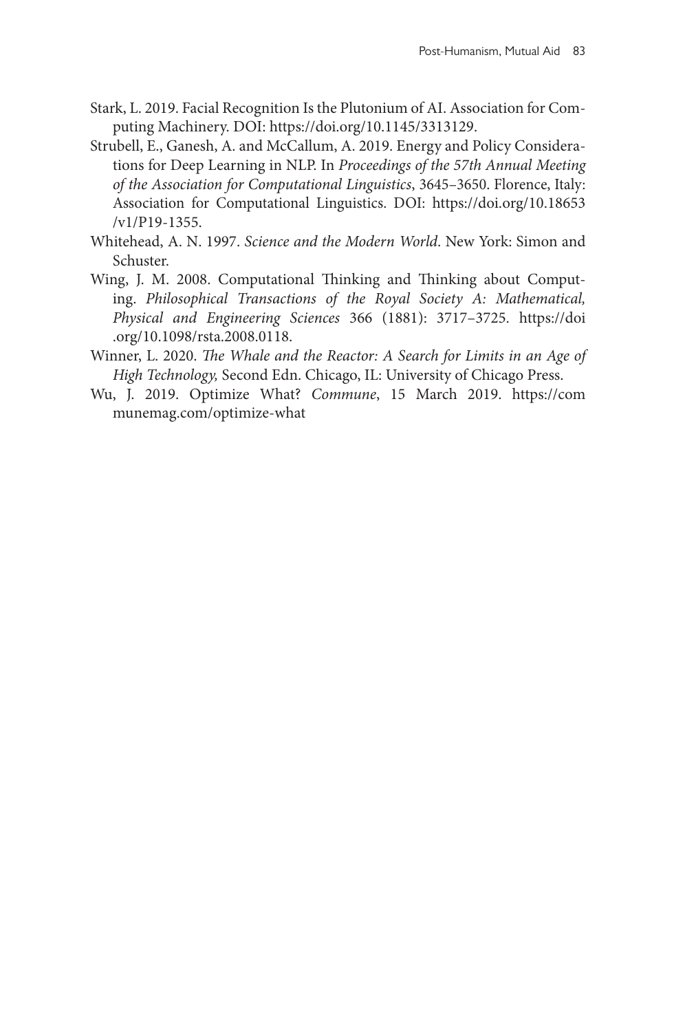Stark, L. 2019. Facial Recognition Is the Plutonium of AI. Association for Computing Machinery. DOI: https://doi.org/10.1145/3313129.

Strubell, E., Ganesh, A. and McCallum, A. 2019. Energy and Policy Considerations for Deep Learning in NLP. In *Proceedings of the 57th Annual Meeting of the Association for Computational Linguistics*, 3645–3650. Florence, Italy: Association for Computational Linguistics. DOI: https://doi.org/10.18653/v1/P19-1355.

Whitehead, A. N. 1997. *Science and the Modern World*. New York: Simon and Schuster.

Wing, J. M. 2008. Computational Thinking and Thinking about Computing. *Philosophical Transactions of the Royal Society A: Mathematical, Physical and Engineering Sciences* 366 (1881): 3717–3725. https://doi.org/10.1098/rsta.2008.0118.

Winner, L. 2020. *The Whale and the Reactor: A Search for Limits in an Age of High Technology,* Second Edn. Chicago, IL: University of Chicago Press.

Wu, J. 2019. Optimize What? *Commune*, 15 March 2019. https://communemag.com/optimize-what